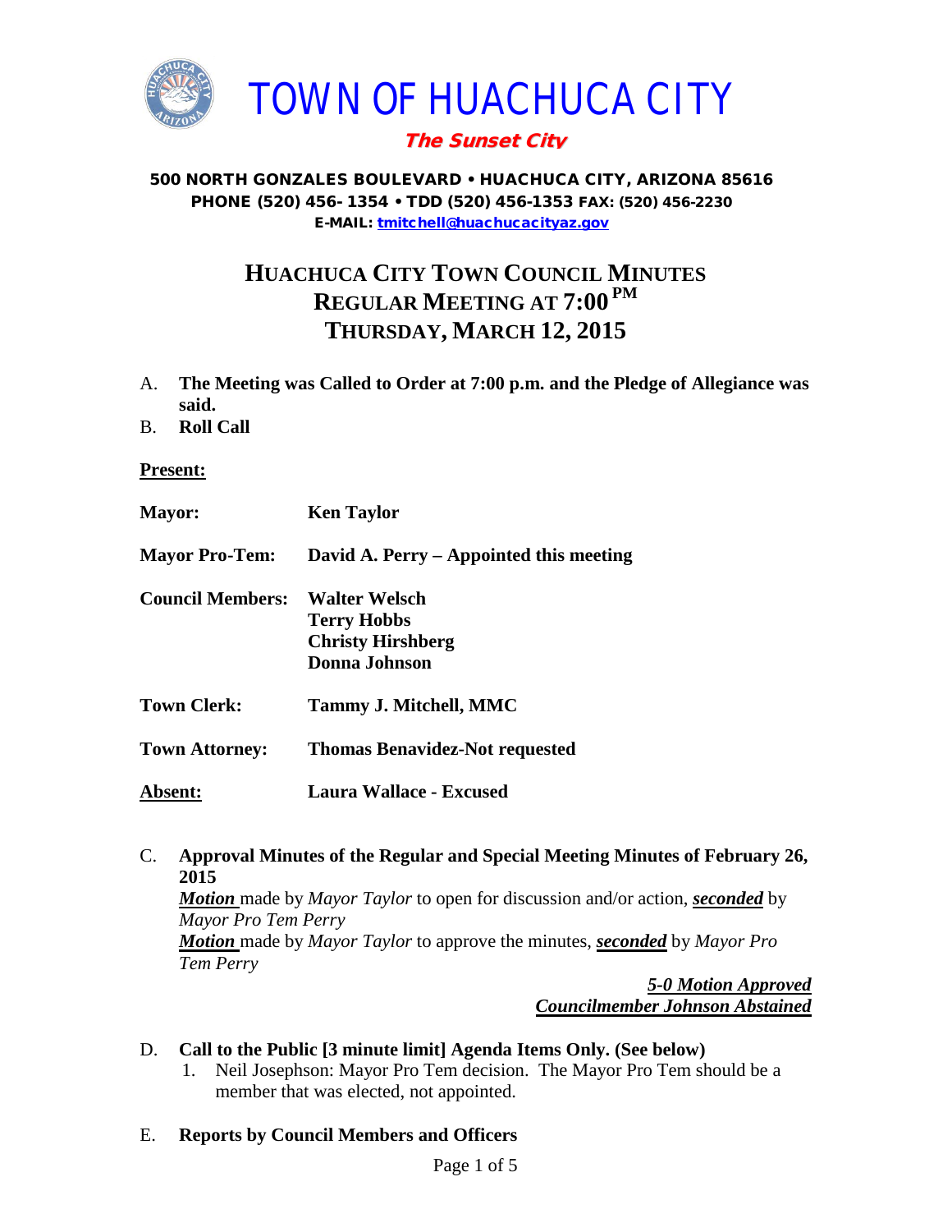# TOWN OF HUACHUCA CITY

***The Sunset City***

**500 NORTH GONZALES BOULEVARD • HUACHUCA CITY, ARIZONA 85616**
**PHONE (520) 456- 1354 • TDD (520) 456-1353 FAX: (520) 456-2230**
**E-MAIL: tmitchell@huachucacityaz.gov**

## HUACHUCA CITY TOWN COUNCIL MINUTES
## REGULAR MEETING AT 7:00 PM
## THURSDAY, MARCH 12, 2015

A. **The Meeting was Called to Order at 7:00 p.m. and the Pledge of Allegiance was said.**

B. **Roll Call**

**Present:**

| | |
|---|---|
| **Mayor:** | **Ken Taylor** |
| **Mayor Pro-Tem:** | **David A. Perry – Appointed this meeting** |
| **Council Members:** | **Walter Welsch**<br>**Terry Hobbs**<br>**Christy Hirshberg**<br>**Donna Johnson** |
| **Town Clerk:** | **Tammy J. Mitchell, MMC** |
| **Town Attorney:** | **Thomas Benavidez-Not requested** |
| **Absent:** | **Laura Wallace - Excused** |

C. **Approval Minutes of the Regular and Special Meeting Minutes of February 26, 2015**

***Motion*** made by *Mayor Taylor* to open for discussion and/or action, ***seconded*** by *Mayor Pro Tem Perry*

***Motion*** made by *Mayor Taylor* to approve the minutes, ***seconded*** by *Mayor Pro Tem Perry*

***5-0 Motion Approved***
***Councilmember Johnson Abstained***

D. **Call to the Public [3 minute limit] Agenda Items Only. (See below)**

1. Neil Josephson: Mayor Pro Tem decision. The Mayor Pro Tem should be a member that was elected, not appointed.

E. **Reports by Council Members and Officers**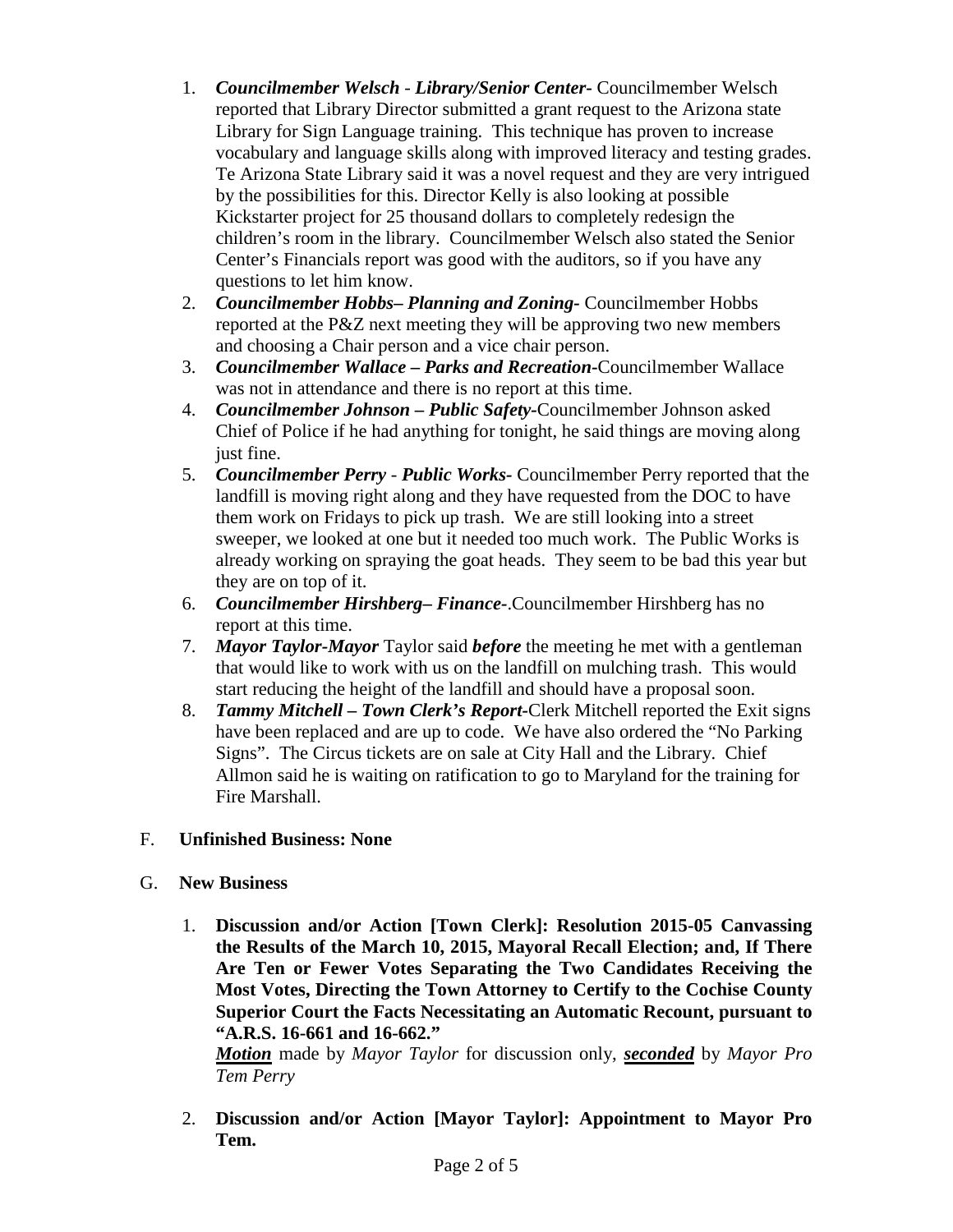1. ***Councilmember Welsch - Library/Senior Center-*** Councilmember Welsch reported that Library Director submitted a grant request to the Arizona state Library for Sign Language training. This technique has proven to increase vocabulary and language skills along with improved literacy and testing grades. Te Arizona State Library said it was a novel request and they are very intrigued by the possibilities for this. Director Kelly is also looking at possible Kickstarter project for 25 thousand dollars to completely redesign the children's room in the library. Councilmember Welsch also stated the Senior Center's Financials report was good with the auditors, so if you have any questions to let him know.
2. ***Councilmember Hobbs– Planning and Zoning-*** Councilmember Hobbs reported at the P&Z next meeting they will be approving two new members and choosing a Chair person and a vice chair person.
3. ***Councilmember Wallace – Parks and Recreation-***Councilmember Wallace was not in attendance and there is no report at this time.
4. ***Councilmember Johnson – Public Safety-***Councilmember Johnson asked Chief of Police if he had anything for tonight, he said things are moving along just fine.
5. ***Councilmember Perry - Public Works-*** Councilmember Perry reported that the landfill is moving right along and they have requested from the DOC to have them work on Fridays to pick up trash. We are still looking into a street sweeper, we looked at one but it needed too much work. The Public Works is already working on spraying the goat heads. They seem to be bad this year but they are on top of it.
6. ***Councilmember Hirshberg– Finance-***.Councilmember Hirshberg has no report at this time.
7. ***Mayor Taylor-Mayor*** Taylor said ***before*** the meeting he met with a gentleman that would like to work with us on the landfill on mulching trash. This would start reducing the height of the landfill and should have a proposal soon.
8. ***Tammy Mitchell – Town Clerk's Report-***Clerk Mitchell reported the Exit signs have been replaced and are up to code. We have also ordered the "No Parking Signs". The Circus tickets are on sale at City Hall and the Library. Chief Allmon said he is waiting on ratification to go to Maryland for the training for Fire Marshall.

F. **Unfinished Business: None**

G. **New Business**

1. **Discussion and/or Action [Town Clerk]: Resolution 2015-05 Canvassing the Results of the March 10, 2015, Mayoral Recall Election; and, If There Are Ten or Fewer Votes Separating the Two Candidates Receiving the Most Votes, Directing the Town Attorney to Certify to the Cochise County Superior Court the Facts Necessitating an Automatic Recount, pursuant to "A.R.S. 16-661 and 16-662."**

   ***Motion*** made by *Mayor Taylor* for discussion only, ***seconded*** by *Mayor Pro Tem Perry*

2. **Discussion and/or Action [Mayor Taylor]: Appointment to Mayor Pro Tem.**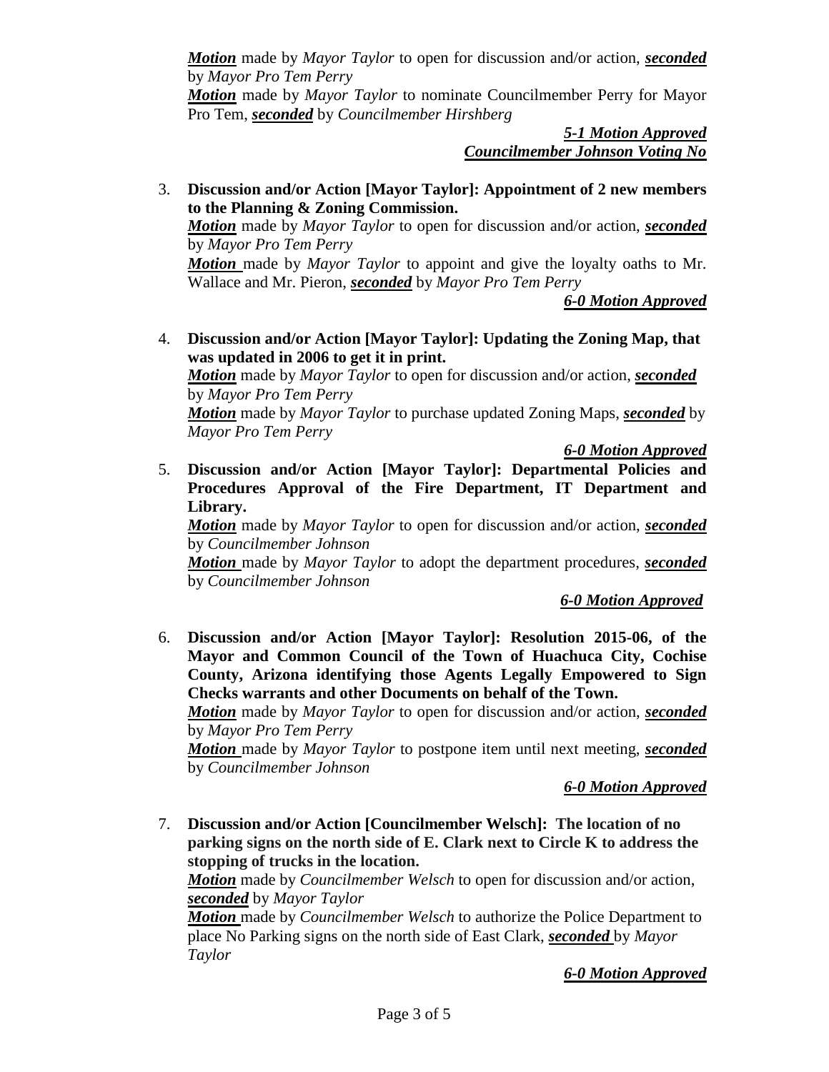***Motion*** made by *Mayor Taylor* to open for discussion and/or action, ***seconded*** by *Mayor Pro Tem Perry*

***Motion*** made by *Mayor Taylor* to nominate Councilmember Perry for Mayor Pro Tem, ***seconded*** by *Councilmember Hirshberg*

***5-1 Motion Approved***
***Councilmember Johnson Voting No***

3. **Discussion and/or Action [Mayor Taylor]: Appointment of 2 new members to the Planning & Zoning Commission.**

   ***Motion*** made by *Mayor Taylor* to open for discussion and/or action, ***seconded*** by *Mayor Pro Tem Perry*

   ***Motion*** made by *Mayor Taylor* to appoint and give the loyalty oaths to Mr. Wallace and Mr. Pieron, ***seconded*** by *Mayor Pro Tem Perry*

   ***6-0 Motion Approved***

4. **Discussion and/or Action [Mayor Taylor]: Updating the Zoning Map, that was updated in 2006 to get it in print.**

   ***Motion*** made by *Mayor Taylor* to open for discussion and/or action, ***seconded*** by *Mayor Pro Tem Perry*

   ***Motion*** made by *Mayor Taylor* to purchase updated Zoning Maps, ***seconded*** by *Mayor Pro Tem Perry*

   ***6-0 Motion Approved***

5. **Discussion and/or Action [Mayor Taylor]: Departmental Policies and Procedures Approval of the Fire Department, IT Department and Library.**

   ***Motion*** made by *Mayor Taylor* to open for discussion and/or action, ***seconded*** by *Councilmember Johnson*

   ***Motion*** made by *Mayor Taylor* to adopt the department procedures, ***seconded*** by *Councilmember Johnson*

   ***6-0 Motion Approved***

6. **Discussion and/or Action [Mayor Taylor]: Resolution 2015-06, of the Mayor and Common Council of the Town of Huachuca City, Cochise County, Arizona identifying those Agents Legally Empowered to Sign Checks warrants and other Documents on behalf of the Town.**

   ***Motion*** made by *Mayor Taylor* to open for discussion and/or action, ***seconded*** by *Mayor Pro Tem Perry*

   ***Motion*** made by *Mayor Taylor* to postpone item until next meeting, ***seconded*** by *Councilmember Johnson*

   ***6-0 Motion Approved***

7. **Discussion and/or Action [Councilmember Welsch]: The location of no parking signs on the north side of E. Clark next to Circle K to address the stopping of trucks in the location.**

   ***Motion*** made by *Councilmember Welsch* to open for discussion and/or action, ***seconded*** by *Mayor Taylor*

   ***Motion*** made by *Councilmember Welsch* to authorize the Police Department to place No Parking signs on the north side of East Clark, ***seconded*** by *Mayor Taylor*

   ***6-0 Motion Approved***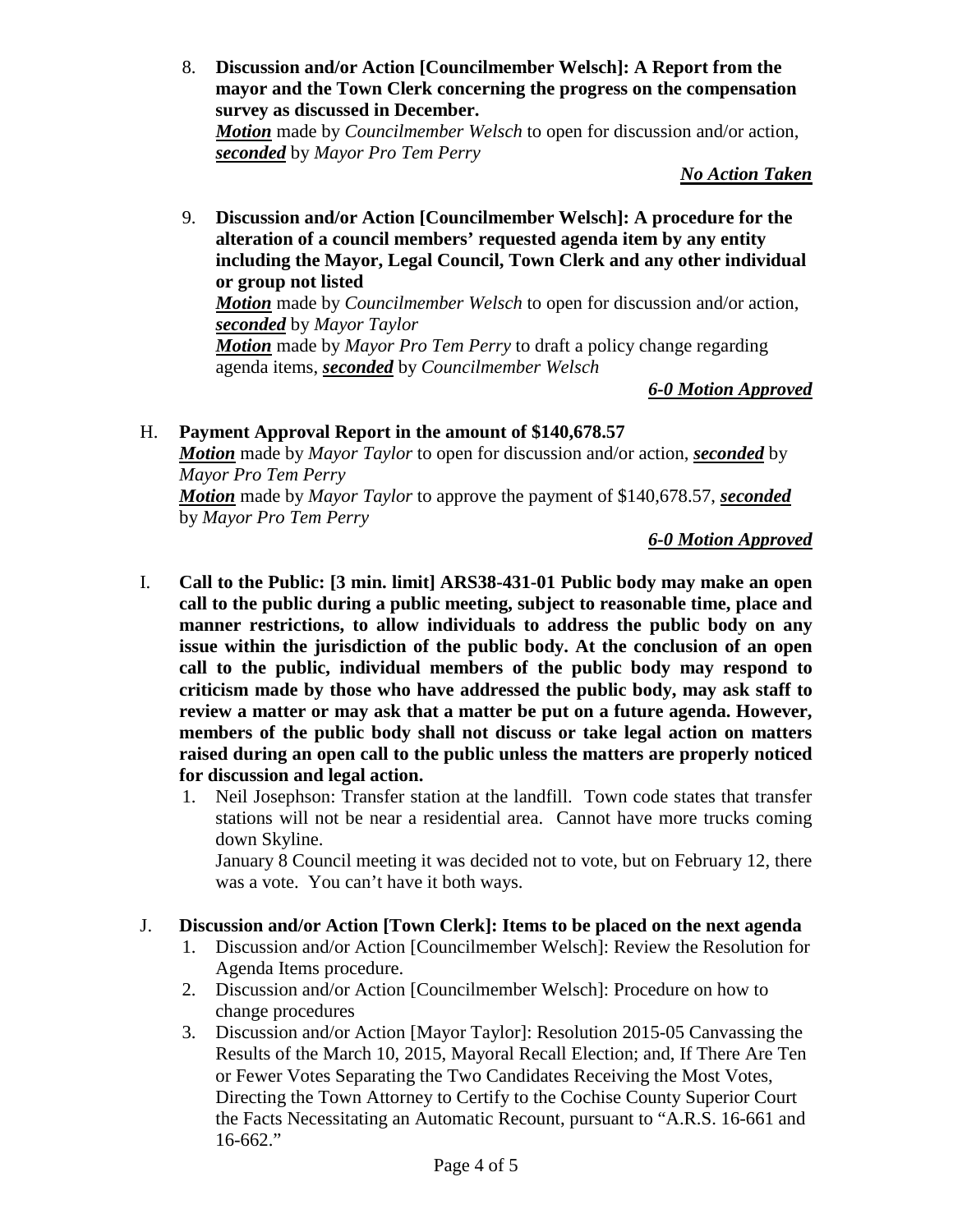8. **Discussion and/or Action [Councilmember Welsch]: A Report from the mayor and the Town Clerk concerning the progress on the compensation survey as discussed in December.**
   ***Motion*** made by *Councilmember Welsch* to open for discussion and/or action, ***seconded*** by *Mayor Pro Tem Perry*

   ***No Action Taken***

9. **Discussion and/or Action [Councilmember Welsch]: A procedure for the alteration of a council members' requested agenda item by any entity including the Mayor, Legal Council, Town Clerk and any other individual or group not listed**
   ***Motion*** made by *Councilmember Welsch* to open for discussion and/or action, ***seconded*** by *Mayor Taylor*
   ***Motion*** made by *Mayor Pro Tem Perry* to draft a policy change regarding agenda items, ***seconded*** by *Councilmember Welsch*

   ***6-0 Motion Approved***

H. **Payment Approval Report in the amount of $140,678.57**
***Motion*** made by *Mayor Taylor* to open for discussion and/or action, ***seconded*** by *Mayor Pro Tem Perry*
***Motion*** made by *Mayor Taylor* to approve the payment of $140,678.57, ***seconded*** by *Mayor Pro Tem Perry*

***6-0 Motion Approved***

I. **Call to the Public: [3 min. limit] ARS38-431-01 Public body may make an open call to the public during a public meeting, subject to reasonable time, place and manner restrictions, to allow individuals to address the public body on any issue within the jurisdiction of the public body. At the conclusion of an open call to the public, individual members of the public body may respond to criticism made by those who have addressed the public body, may ask staff to review a matter or may ask that a matter be put on a future agenda. However, members of the public body shall not discuss or take legal action on matters raised during an open call to the public unless the matters are properly noticed for discussion and legal action.**

1. Neil Josephson: Transfer station at the landfill. Town code states that transfer stations will not be near a residential area. Cannot have more trucks coming down Skyline.
   January 8 Council meeting it was decided not to vote, but on February 12, there was a vote. You can't have it both ways.

J. **Discussion and/or Action [Town Clerk]: Items to be placed on the next agenda**

1. Discussion and/or Action [Councilmember Welsch]: Review the Resolution for Agenda Items procedure.
2. Discussion and/or Action [Councilmember Welsch]: Procedure on how to change procedures
3. Discussion and/or Action [Mayor Taylor]: Resolution 2015-05 Canvassing the Results of the March 10, 2015, Mayoral Recall Election; and, If There Are Ten or Fewer Votes Separating the Two Candidates Receiving the Most Votes, Directing the Town Attorney to Certify to the Cochise County Superior Court the Facts Necessitating an Automatic Recount, pursuant to "A.R.S. 16-661 and 16-662."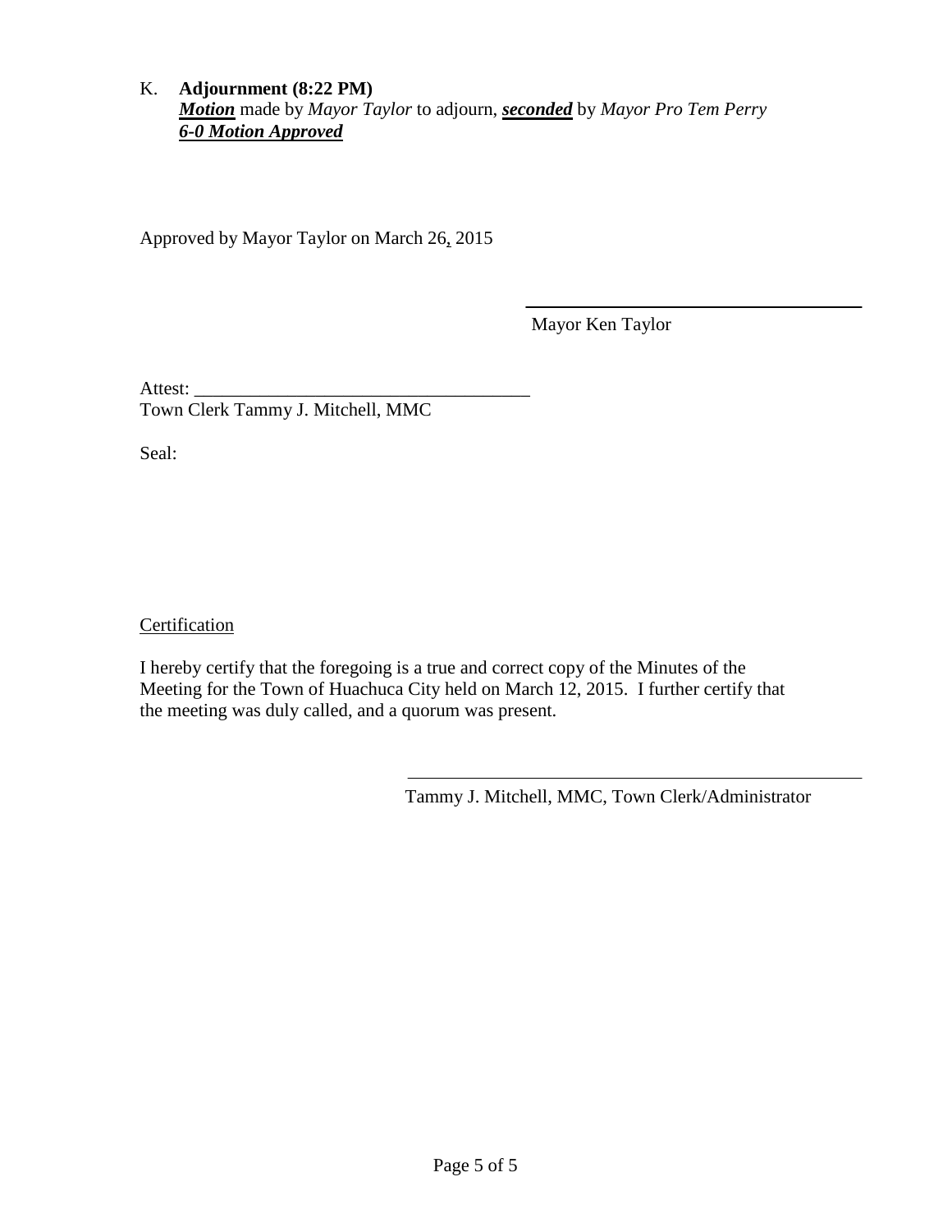K. **Adjournment (8:22 PM)**
***Motion*** made by *Mayor Taylor* to adjourn, ***seconded*** by *Mayor Pro Tem Perry*
***6-0 Motion Approved***

Approved by Mayor Taylor on March 26, 2015

\_\_\_\_\_\_\_\_\_\_\_\_\_\_\_\_\_\_\_\_\_\_\_\_\_\_\_\_\_\_\_\_\_\_\_\_\_\_\_
Mayor Ken Taylor

Attest: \_\_\_\_\_\_\_\_\_\_\_\_\_\_\_\_\_\_\_\_\_\_\_\_\_\_\_\_\_\_\_\_\_\_\_\_\_\_\_
Town Clerk Tammy J. Mitchell, MMC

Seal:

<u>Certification</u>

I hereby certify that the foregoing is a true and correct copy of the Minutes of the Meeting for the Town of Huachuca City held on March 12, 2015. I further certify that the meeting was duly called, and a quorum was present.

\_\_\_\_\_\_\_\_\_\_\_\_\_\_\_\_\_\_\_\_\_\_\_\_\_\_\_\_\_\_\_\_\_\_\_\_\_\_\_\_\_\_\_\_\_\_\_\_
Tammy J. Mitchell, MMC, Town Clerk/Administrator